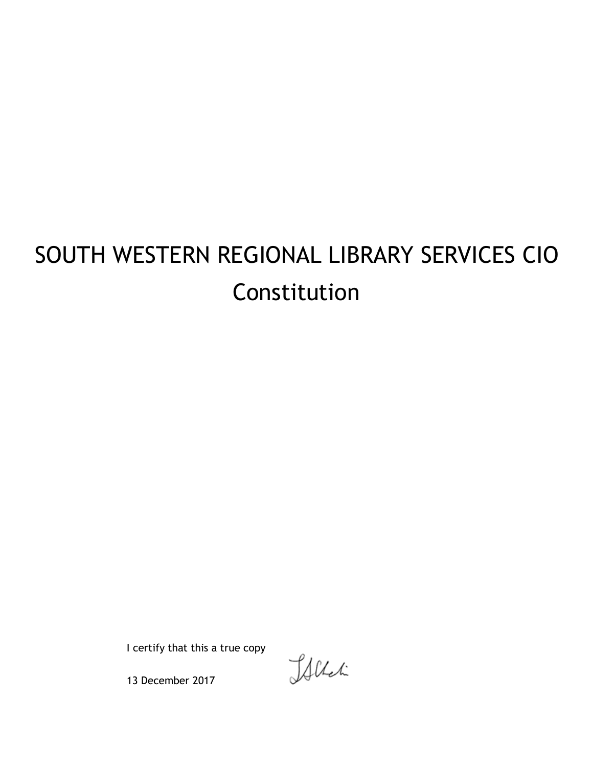# SOUTH WESTERN REGIONAL LIBRARY SERVICES CIO
# Constitution

I certify that this a true copy

13 December 2017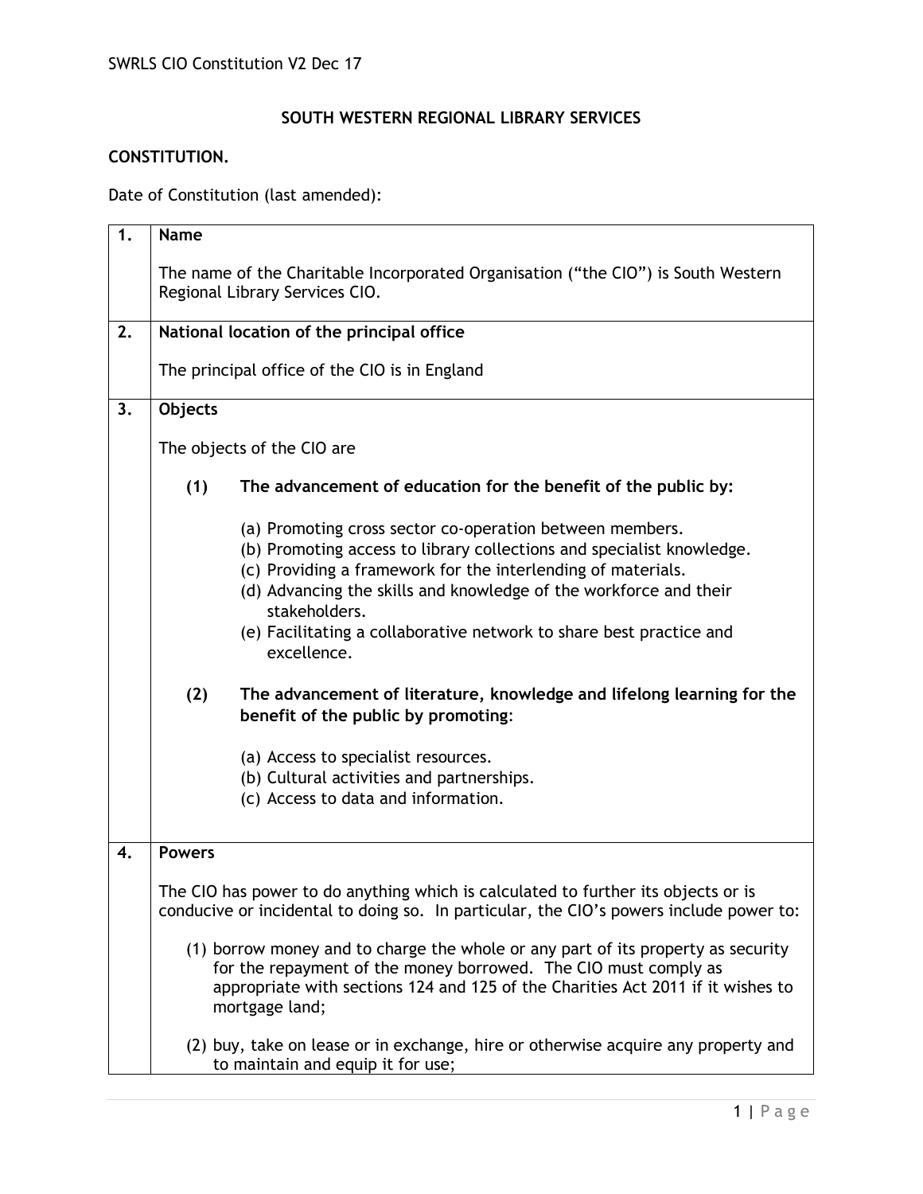# SOUTH WESTERN REGIONAL LIBRARY SERVICES

## CONSTITUTION.

Date of Constitution (last amended):

| | |
|---|---|
| **1.** | **Name**<br><br>The name of the Charitable Incorporated Organisation ("the CIO") is South Western Regional Library Services CIO. |
| **2.** | **National location of the principal office**<br><br>The principal office of the CIO is in England |
| **3.** | **Objects**<br><br>The objects of the CIO are<br><br>**(1) The advancement of education for the benefit of the public by:**<br><br>(a) Promoting cross sector co-operation between members.<br>(b) Promoting access to library collections and specialist knowledge.<br>(c) Providing a framework for the interlending of materials.<br>(d) Advancing the skills and knowledge of the workforce and their stakeholders.<br>(e) Facilitating a collaborative network to share best practice and excellence.<br><br>**(2) The advancement of literature, knowledge and lifelong learning for the benefit of the public by promoting**:<br><br>(a) Access to specialist resources.<br>(b) Cultural activities and partnerships.<br>(c) Access to data and information. |
| **4.** | **Powers**<br><br>The CIO has power to do anything which is calculated to further its objects or is conducive or incidental to doing so. In particular, the CIO's powers include power to:<br><br>(1) borrow money and to charge the whole or any part of its property as security for the repayment of the money borrowed. The CIO must comply as appropriate with sections 124 and 125 of the Charities Act 2011 if it wishes to mortgage land;<br><br>(2) buy, take on lease or in exchange, hire or otherwise acquire any property and to maintain and equip it for use; |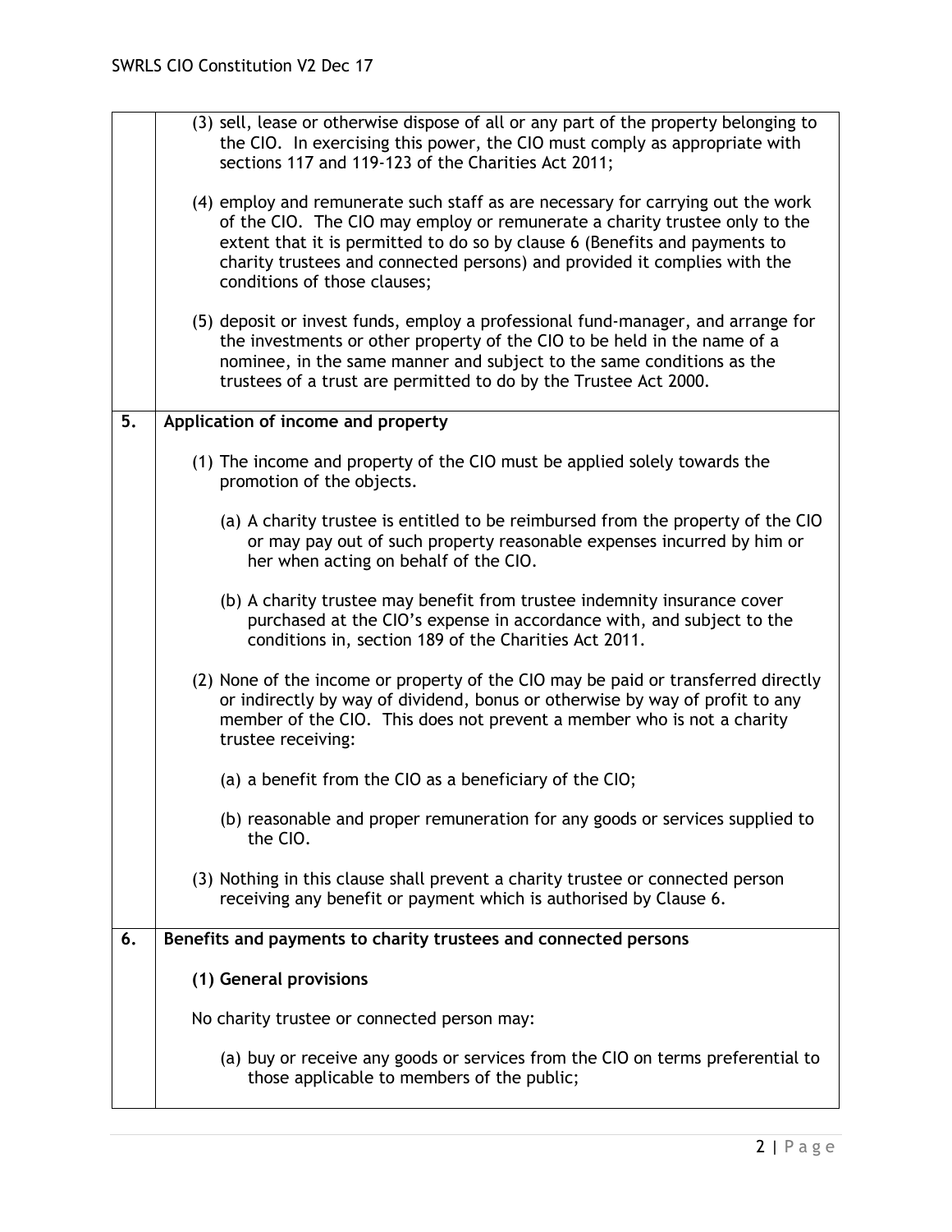(3) sell, lease or otherwise dispose of all or any part of the property belonging to the CIO. In exercising this power, the CIO must comply as appropriate with sections 117 and 119-123 of the Charities Act 2011;

(4) employ and remunerate such staff as are necessary for carrying out the work of the CIO. The CIO may employ or remunerate a charity trustee only to the extent that it is permitted to do so by clause 6 (Benefits and payments to charity trustees and connected persons) and provided it complies with the conditions of those clauses;

(5) deposit or invest funds, employ a professional fund-manager, and arrange for the investments or other property of the CIO to be held in the name of a nominee, in the same manner and subject to the same conditions as the trustees of a trust are permitted to do by the Trustee Act 2000.

## 5. Application of income and property

(1) The income and property of the CIO must be applied solely towards the promotion of the objects.

(a) A charity trustee is entitled to be reimbursed from the property of the CIO or may pay out of such property reasonable expenses incurred by him or her when acting on behalf of the CIO.

(b) A charity trustee may benefit from trustee indemnity insurance cover purchased at the CIO's expense in accordance with, and subject to the conditions in, section 189 of the Charities Act 2011.

(2) None of the income or property of the CIO may be paid or transferred directly or indirectly by way of dividend, bonus or otherwise by way of profit to any member of the CIO. This does not prevent a member who is not a charity trustee receiving:

(a) a benefit from the CIO as a beneficiary of the CIO;

(b) reasonable and proper remuneration for any goods or services supplied to the CIO.

(3) Nothing in this clause shall prevent a charity trustee or connected person receiving any benefit or payment which is authorised by Clause 6.

## 6. Benefits and payments to charity trustees and connected persons

**(1) General provisions**

No charity trustee or connected person may:

(a) buy or receive any goods or services from the CIO on terms preferential to those applicable to members of the public;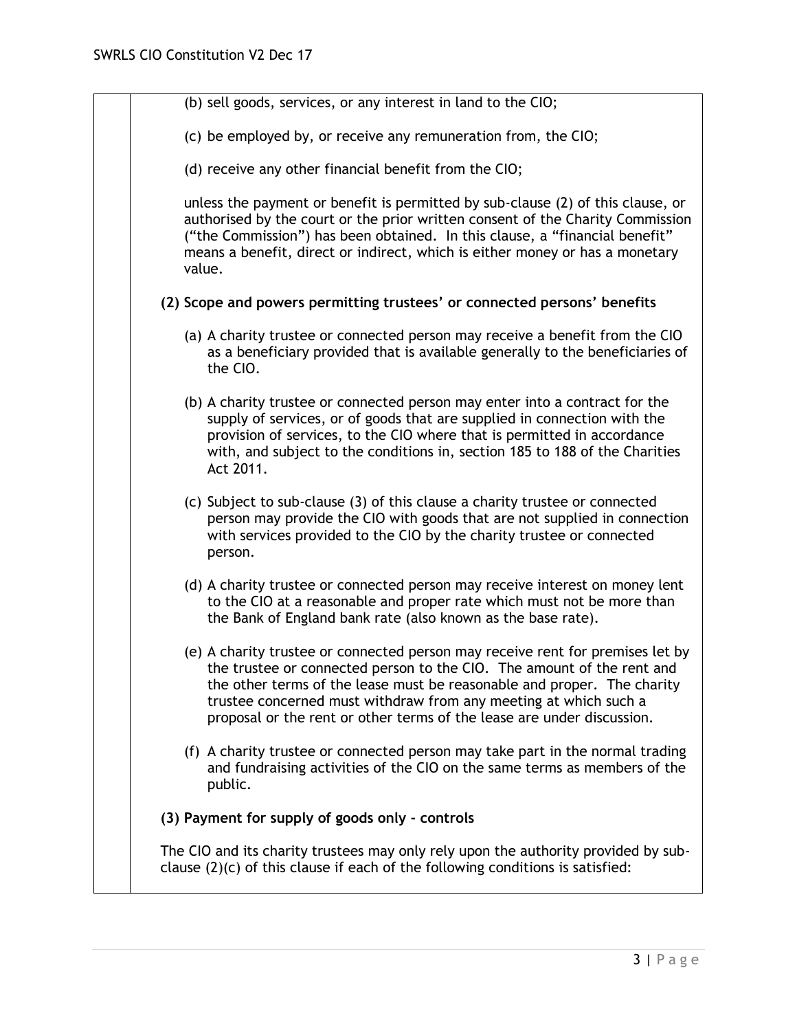(b) sell goods, services, or any interest in land to the CIO;

(c) be employed by, or receive any remuneration from, the CIO;

(d) receive any other financial benefit from the CIO;

unless the payment or benefit is permitted by sub-clause (2) of this clause, or authorised by the court or the prior written consent of the Charity Commission ("the Commission") has been obtained. In this clause, a "financial benefit" means a benefit, direct or indirect, which is either money or has a monetary value.

**(2) Scope and powers permitting trustees' or connected persons' benefits**

(a) A charity trustee or connected person may receive a benefit from the CIO as a beneficiary provided that is available generally to the beneficiaries of the CIO.

(b) A charity trustee or connected person may enter into a contract for the supply of services, or of goods that are supplied in connection with the provision of services, to the CIO where that is permitted in accordance with, and subject to the conditions in, section 185 to 188 of the Charities Act 2011.

(c) Subject to sub-clause (3) of this clause a charity trustee or connected person may provide the CIO with goods that are not supplied in connection with services provided to the CIO by the charity trustee or connected person.

(d) A charity trustee or connected person may receive interest on money lent to the CIO at a reasonable and proper rate which must not be more than the Bank of England bank rate (also known as the base rate).

(e) A charity trustee or connected person may receive rent for premises let by the trustee or connected person to the CIO. The amount of the rent and the other terms of the lease must be reasonable and proper. The charity trustee concerned must withdraw from any meeting at which such a proposal or the rent or other terms of the lease are under discussion.

(f) A charity trustee or connected person may take part in the normal trading and fundraising activities of the CIO on the same terms as members of the public.

**(3) Payment for supply of goods only - controls**

The CIO and its charity trustees may only rely upon the authority provided by sub-clause (2)(c) of this clause if each of the following conditions is satisfied: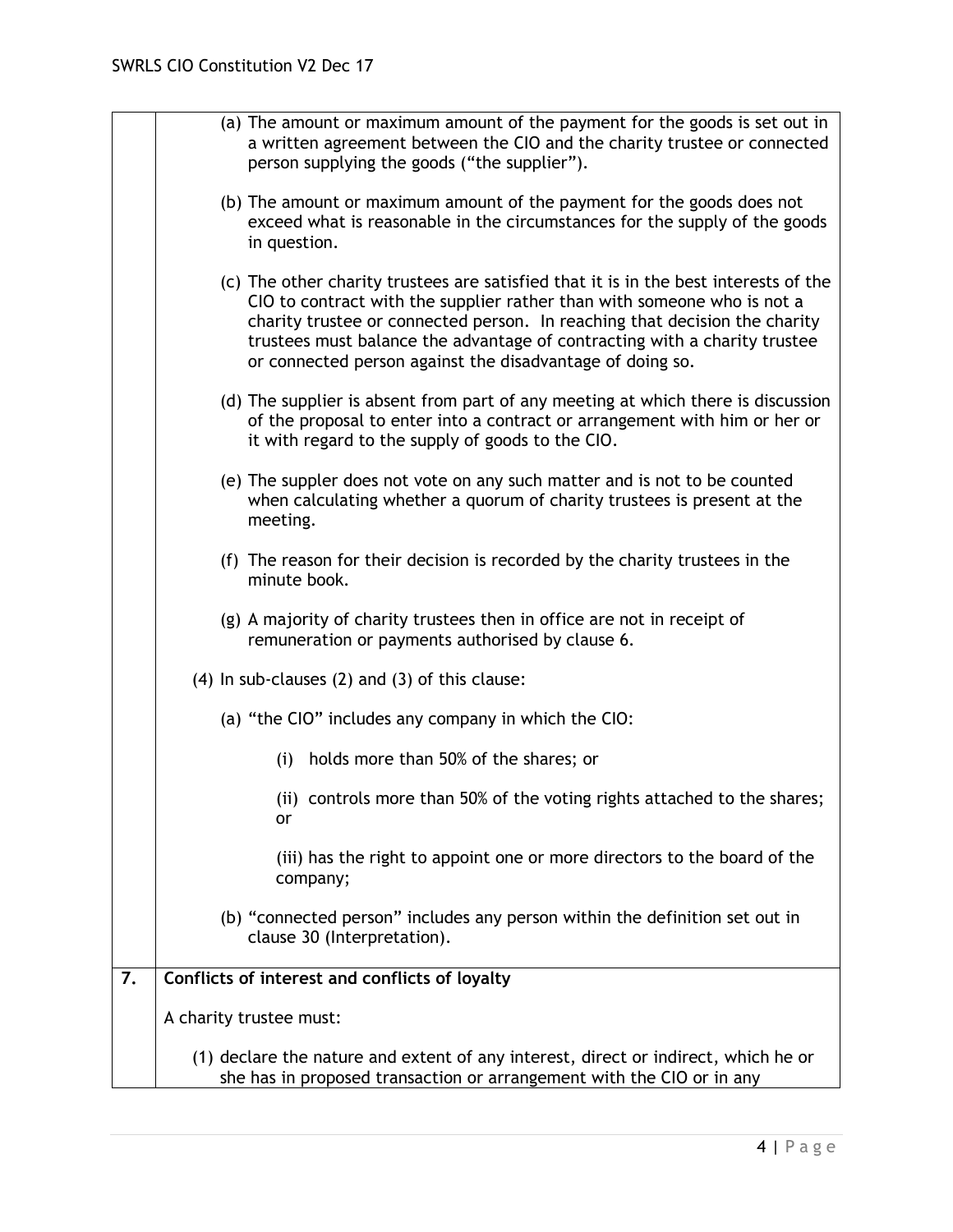(a) The amount or maximum amount of the payment for the goods is set out in a written agreement between the CIO and the charity trustee or connected person supplying the goods ("the supplier").

(b) The amount or maximum amount of the payment for the goods does not exceed what is reasonable in the circumstances for the supply of the goods in question.

(c) The other charity trustees are satisfied that it is in the best interests of the CIO to contract with the supplier rather than with someone who is not a charity trustee or connected person. In reaching that decision the charity trustees must balance the advantage of contracting with a charity trustee or connected person against the disadvantage of doing so.

(d) The supplier is absent from part of any meeting at which there is discussion of the proposal to enter into a contract or arrangement with him or her or it with regard to the supply of goods to the CIO.

(e) The suppler does not vote on any such matter and is not to be counted when calculating whether a quorum of charity trustees is present at the meeting.

(f) The reason for their decision is recorded by the charity trustees in the minute book.

(g) A majority of charity trustees then in office are not in receipt of remuneration or payments authorised by clause 6.

(4) In sub-clauses (2) and (3) of this clause:

(a) "the CIO" includes any company in which the CIO:

(i) holds more than 50% of the shares; or

(ii) controls more than 50% of the voting rights attached to the shares; or

(iii) has the right to appoint one or more directors to the board of the company;

(b) "connected person" includes any person within the definition set out in clause 30 (Interpretation).

## 7. Conflicts of interest and conflicts of loyalty

A charity trustee must:

(1) declare the nature and extent of any interest, direct or indirect, which he or she has in proposed transaction or arrangement with the CIO or in any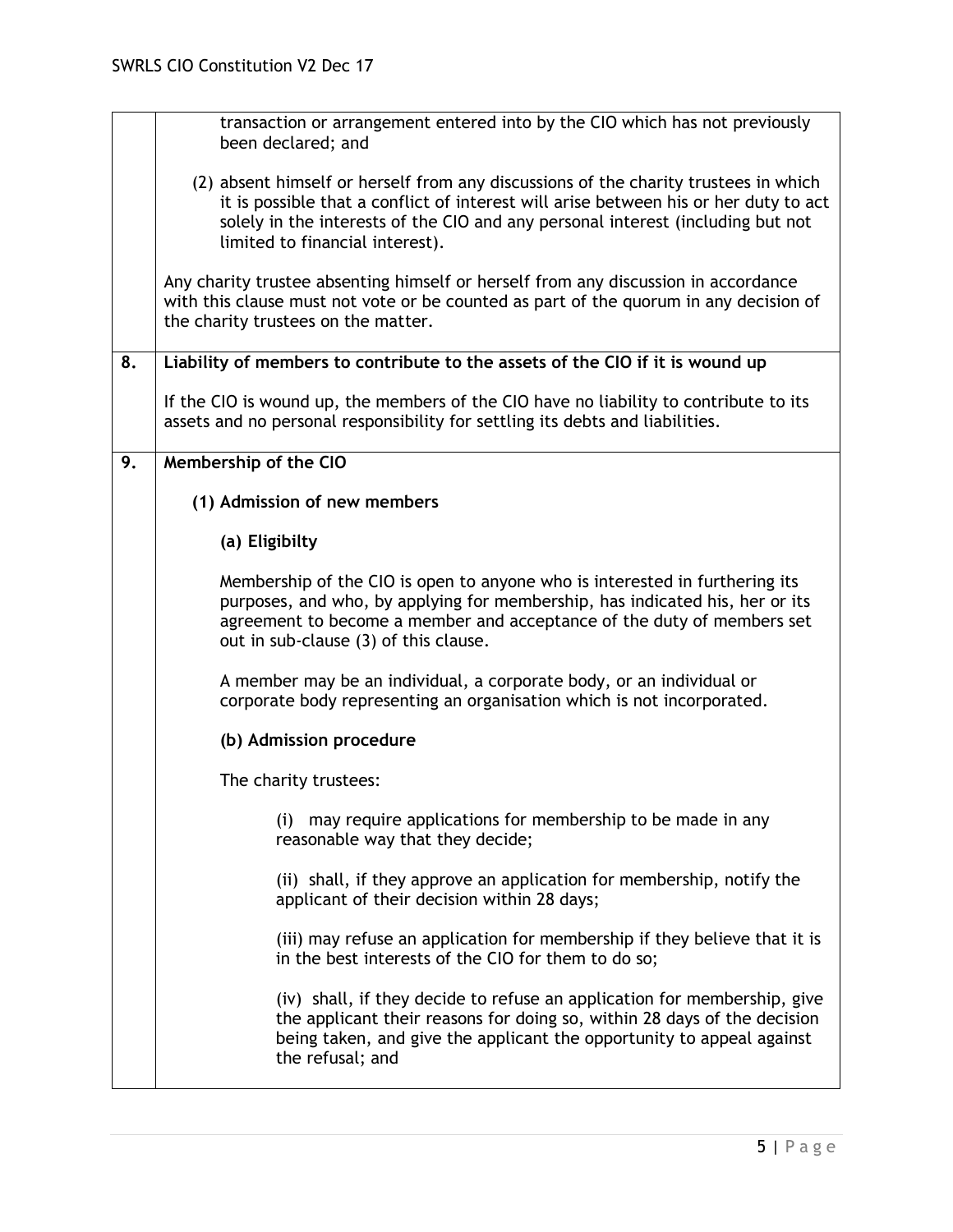transaction or arrangement entered into by the CIO which has not previously been declared; and

(2) absent himself or herself from any discussions of the charity trustees in which it is possible that a conflict of interest will arise between his or her duty to act solely in the interests of the CIO and any personal interest (including but not limited to financial interest).

Any charity trustee absenting himself or herself from any discussion in accordance with this clause must not vote or be counted as part of the quorum in any decision of the charity trustees on the matter.

## 8. Liability of members to contribute to the assets of the CIO if it is wound up

If the CIO is wound up, the members of the CIO have no liability to contribute to its assets and no personal responsibility for settling its debts and liabilities.

## 9. Membership of the CIO

### (1) Admission of new members

#### (a) Eligibilty

Membership of the CIO is open to anyone who is interested in furthering its purposes, and who, by applying for membership, has indicated his, her or its agreement to become a member and acceptance of the duty of members set out in sub-clause (3) of this clause.

A member may be an individual, a corporate body, or an individual or corporate body representing an organisation which is not incorporated.

#### (b) Admission procedure

The charity trustees:

(i) may require applications for membership to be made in any reasonable way that they decide;

(ii) shall, if they approve an application for membership, notify the applicant of their decision within 28 days;

(iii) may refuse an application for membership if they believe that it is in the best interests of the CIO for them to do so;

(iv) shall, if they decide to refuse an application for membership, give the applicant their reasons for doing so, within 28 days of the decision being taken, and give the applicant the opportunity to appeal against the refusal; and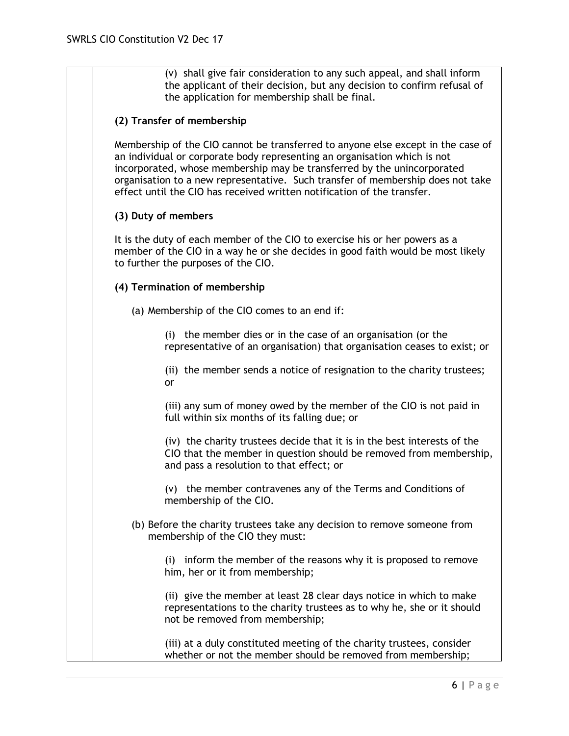(v) shall give fair consideration to any such appeal, and shall inform the applicant of their decision, but any decision to confirm refusal of the application for membership shall be final.

**(2) Transfer of membership**

Membership of the CIO cannot be transferred to anyone else except in the case of an individual or corporate body representing an organisation which is not incorporated, whose membership may be transferred by the unincorporated organisation to a new representative. Such transfer of membership does not take effect until the CIO has received written notification of the transfer.

**(3) Duty of members**

It is the duty of each member of the CIO to exercise his or her powers as a member of the CIO in a way he or she decides in good faith would be most likely to further the purposes of the CIO.

**(4) Termination of membership**

(a) Membership of the CIO comes to an end if:

(i) the member dies or in the case of an organisation (or the representative of an organisation) that organisation ceases to exist; or

(ii) the member sends a notice of resignation to the charity trustees; or

(iii) any sum of money owed by the member of the CIO is not paid in full within six months of its falling due; or

(iv) the charity trustees decide that it is in the best interests of the CIO that the member in question should be removed from membership, and pass a resolution to that effect; or

(v) the member contravenes any of the Terms and Conditions of membership of the CIO.

(b) Before the charity trustees take any decision to remove someone from membership of the CIO they must:

(i) inform the member of the reasons why it is proposed to remove him, her or it from membership;

(ii) give the member at least 28 clear days notice in which to make representations to the charity trustees as to why he, she or it should not be removed from membership;

(iii) at a duly constituted meeting of the charity trustees, consider whether or not the member should be removed from membership;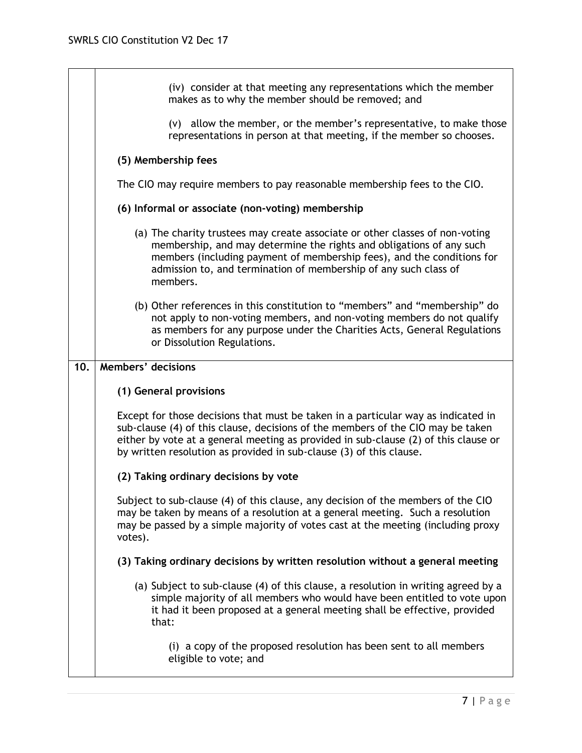(iv) consider at that meeting any representations which the member makes as to why the member should be removed; and

(v) allow the member, or the member's representative, to make those representations in person at that meeting, if the member so chooses.

**(5) Membership fees**

The CIO may require members to pay reasonable membership fees to the CIO.

**(6) Informal or associate (non-voting) membership**

(a) The charity trustees may create associate or other classes of non-voting membership, and may determine the rights and obligations of any such members (including payment of membership fees), and the conditions for admission to, and termination of membership of any such class of members.

(b) Other references in this constitution to "members" and "membership" do not apply to non-voting members, and non-voting members do not qualify as members for any purpose under the Charities Acts, General Regulations or Dissolution Regulations.

## 10. Members' decisions

**(1) General provisions**

Except for those decisions that must be taken in a particular way as indicated in sub-clause (4) of this clause, decisions of the members of the CIO may be taken either by vote at a general meeting as provided in sub-clause (2) of this clause or by written resolution as provided in sub-clause (3) of this clause.

**(2) Taking ordinary decisions by vote**

Subject to sub-clause (4) of this clause, any decision of the members of the CIO may be taken by means of a resolution at a general meeting. Such a resolution may be passed by a simple majority of votes cast at the meeting (including proxy votes).

**(3) Taking ordinary decisions by written resolution without a general meeting**

(a) Subject to sub-clause (4) of this clause, a resolution in writing agreed by a simple majority of all members who would have been entitled to vote upon it had it been proposed at a general meeting shall be effective, provided that:

(i) a copy of the proposed resolution has been sent to all members eligible to vote; and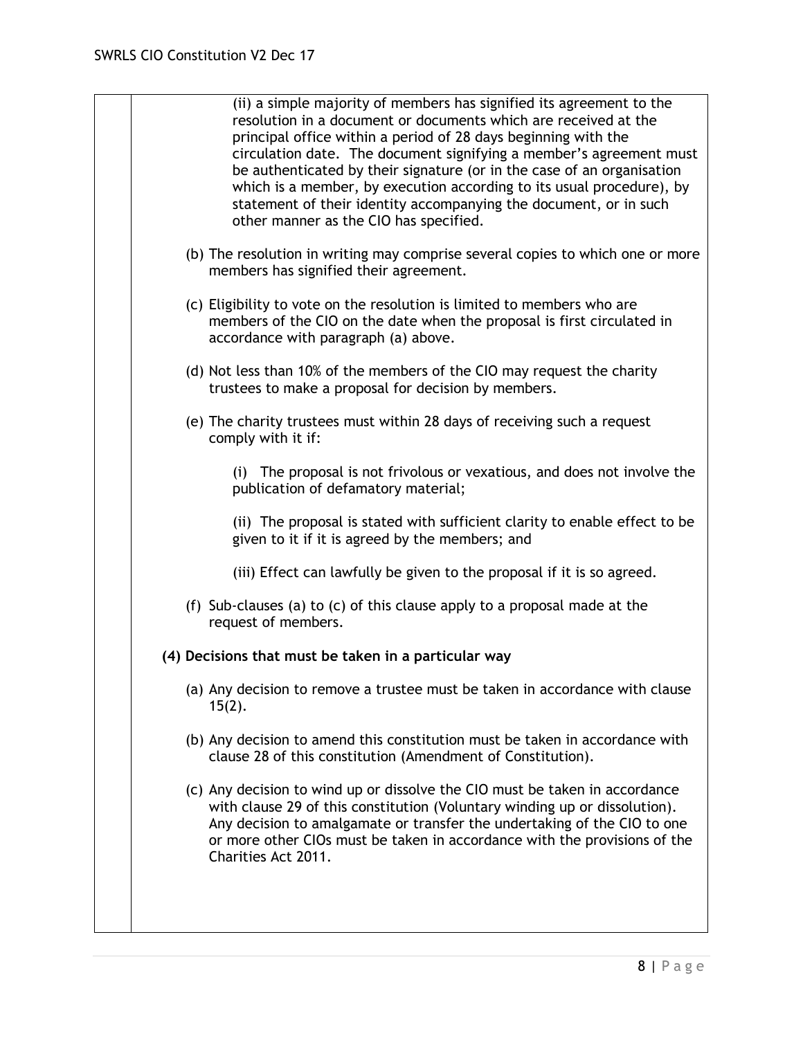(ii) a simple majority of members has signified its agreement to the resolution in a document or documents which are received at the principal office within a period of 28 days beginning with the circulation date. The document signifying a member's agreement must be authenticated by their signature (or in the case of an organisation which is a member, by execution according to its usual procedure), by statement of their identity accompanying the document, or in such other manner as the CIO has specified.

(b) The resolution in writing may comprise several copies to which one or more members has signified their agreement.

(c) Eligibility to vote on the resolution is limited to members who are members of the CIO on the date when the proposal is first circulated in accordance with paragraph (a) above.

(d) Not less than 10% of the members of the CIO may request the charity trustees to make a proposal for decision by members.

(e) The charity trustees must within 28 days of receiving such a request comply with it if:

(i) The proposal is not frivolous or vexatious, and does not involve the publication of defamatory material;

(ii) The proposal is stated with sufficient clarity to enable effect to be given to it if it is agreed by the members; and

(iii) Effect can lawfully be given to the proposal if it is so agreed.

(f) Sub-clauses (a) to (c) of this clause apply to a proposal made at the request of members.

**(4) Decisions that must be taken in a particular way**

(a) Any decision to remove a trustee must be taken in accordance with clause 15(2).

(b) Any decision to amend this constitution must be taken in accordance with clause 28 of this constitution (Amendment of Constitution).

(c) Any decision to wind up or dissolve the CIO must be taken in accordance with clause 29 of this constitution (Voluntary winding up or dissolution). Any decision to amalgamate or transfer the undertaking of the CIO to one or more other CIOs must be taken in accordance with the provisions of the Charities Act 2011.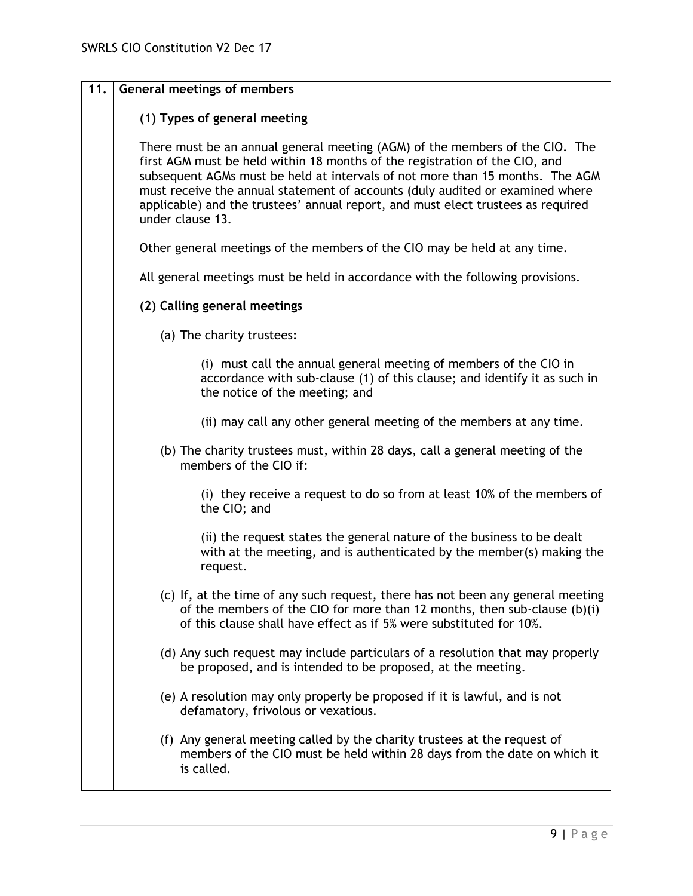## 11. General meetings of members

### (1) Types of general meeting

There must be an annual general meeting (AGM) of the members of the CIO. The first AGM must be held within 18 months of the registration of the CIO, and subsequent AGMs must be held at intervals of not more than 15 months. The AGM must receive the annual statement of accounts (duly audited or examined where applicable) and the trustees' annual report, and must elect trustees as required under clause 13.

Other general meetings of the members of the CIO may be held at any time.

All general meetings must be held in accordance with the following provisions.

### (2) Calling general meetings

(a) The charity trustees:

> (i) must call the annual general meeting of members of the CIO in accordance with sub-clause (1) of this clause; and identify it as such in the notice of the meeting; and
>
> (ii) may call any other general meeting of the members at any time.

(b) The charity trustees must, within 28 days, call a general meeting of the members of the CIO if:

> (i) they receive a request to do so from at least 10% of the members of the CIO; and
>
> (ii) the request states the general nature of the business to be dealt with at the meeting, and is authenticated by the member(s) making the request.

(c) If, at the time of any such request, there has not been any general meeting of the members of the CIO for more than 12 months, then sub-clause (b)(i) of this clause shall have effect as if 5% were substituted for 10%.

(d) Any such request may include particulars of a resolution that may properly be proposed, and is intended to be proposed, at the meeting.

(e) A resolution may only properly be proposed if it is lawful, and is not defamatory, frivolous or vexatious.

(f) Any general meeting called by the charity trustees at the request of members of the CIO must be held within 28 days from the date on which it is called.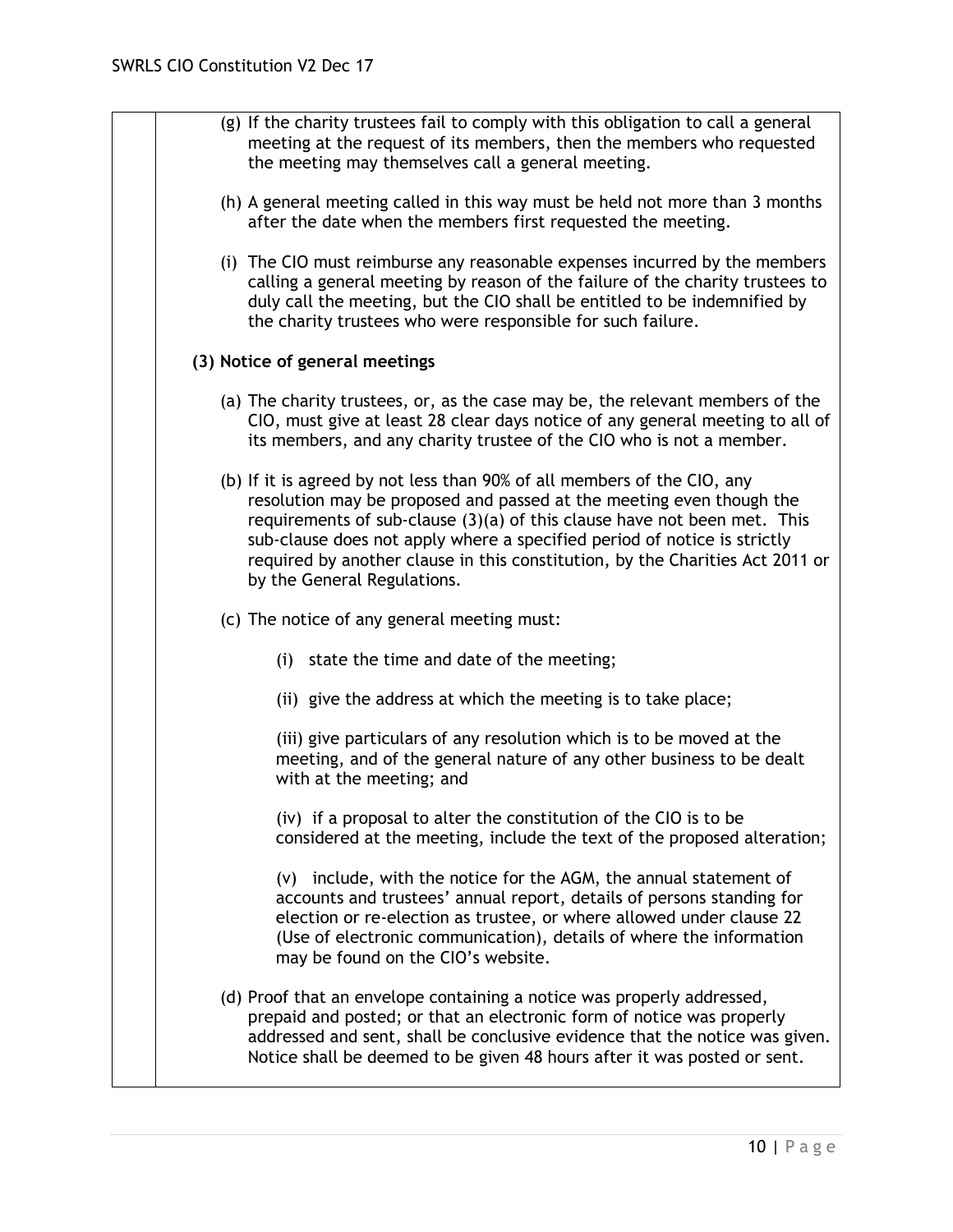(g) If the charity trustees fail to comply with this obligation to call a general meeting at the request of its members, then the members who requested the meeting may themselves call a general meeting.

(h) A general meeting called in this way must be held not more than 3 months after the date when the members first requested the meeting.

(i) The CIO must reimburse any reasonable expenses incurred by the members calling a general meeting by reason of the failure of the charity trustees to duly call the meeting, but the CIO shall be entitled to be indemnified by the charity trustees who were responsible for such failure.

**(3) Notice of general meetings**

(a) The charity trustees, or, as the case may be, the relevant members of the CIO, must give at least 28 clear days notice of any general meeting to all of its members, and any charity trustee of the CIO who is not a member.

(b) If it is agreed by not less than 90% of all members of the CIO, any resolution may be proposed and passed at the meeting even though the requirements of sub-clause (3)(a) of this clause have not been met. This sub-clause does not apply where a specified period of notice is strictly required by another clause in this constitution, by the Charities Act 2011 or by the General Regulations.

(c) The notice of any general meeting must:

(i) state the time and date of the meeting;

(ii) give the address at which the meeting is to take place;

(iii) give particulars of any resolution which is to be moved at the meeting, and of the general nature of any other business to be dealt with at the meeting; and

(iv) if a proposal to alter the constitution of the CIO is to be considered at the meeting, include the text of the proposed alteration;

(v) include, with the notice for the AGM, the annual statement of accounts and trustees' annual report, details of persons standing for election or re-election as trustee, or where allowed under clause 22 (Use of electronic communication), details of where the information may be found on the CIO's website.

(d) Proof that an envelope containing a notice was properly addressed, prepaid and posted; or that an electronic form of notice was properly addressed and sent, shall be conclusive evidence that the notice was given. Notice shall be deemed to be given 48 hours after it was posted or sent.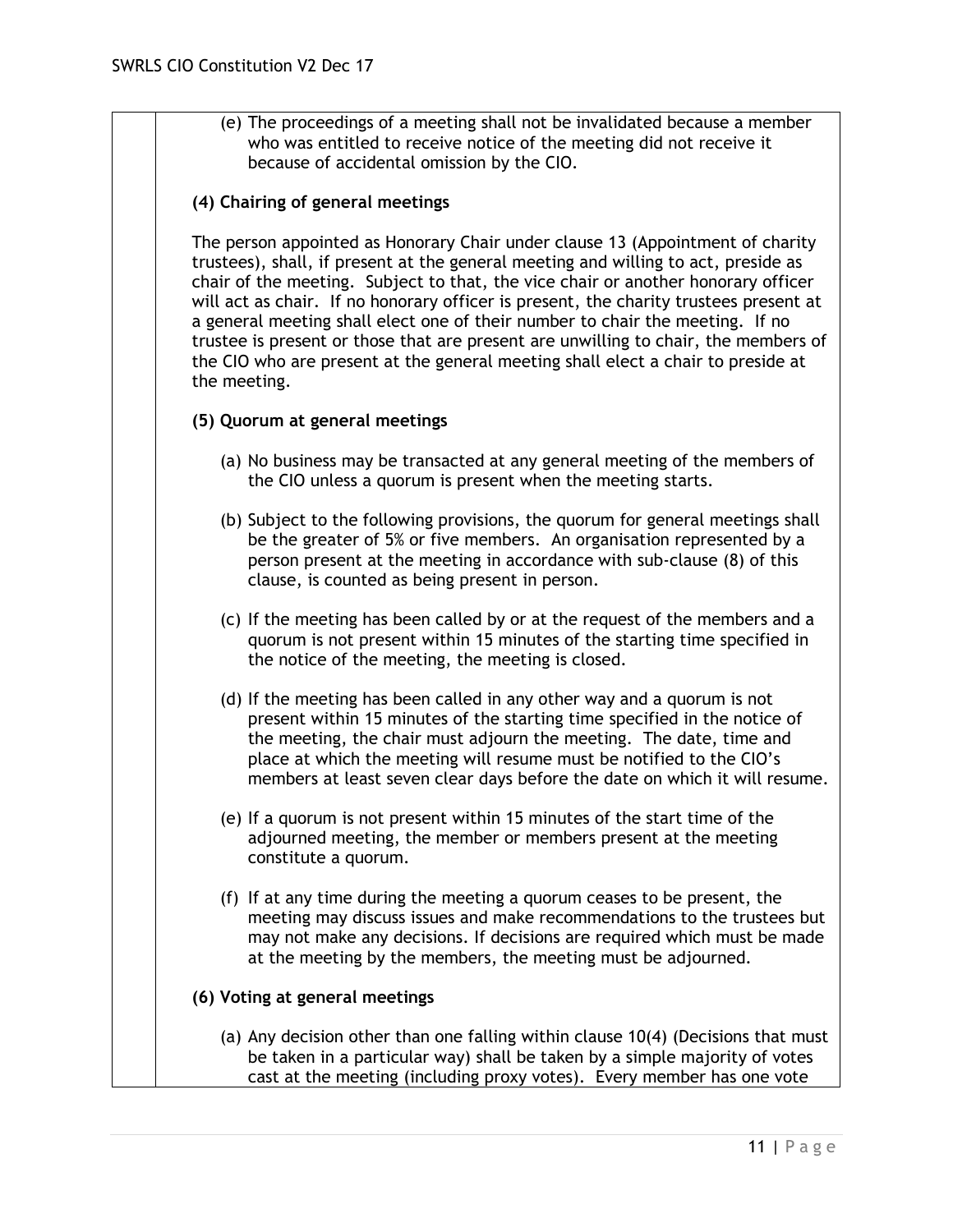(e) The proceedings of a meeting shall not be invalidated because a member who was entitled to receive notice of the meeting did not receive it because of accidental omission by the CIO.

**(4) Chairing of general meetings**

The person appointed as Honorary Chair under clause 13 (Appointment of charity trustees), shall, if present at the general meeting and willing to act, preside as chair of the meeting. Subject to that, the vice chair or another honorary officer will act as chair. If no honorary officer is present, the charity trustees present at a general meeting shall elect one of their number to chair the meeting. If no trustee is present or those that are present are unwilling to chair, the members of the CIO who are present at the general meeting shall elect a chair to preside at the meeting.

**(5) Quorum at general meetings**

(a) No business may be transacted at any general meeting of the members of the CIO unless a quorum is present when the meeting starts.

(b) Subject to the following provisions, the quorum for general meetings shall be the greater of 5% or five members. An organisation represented by a person present at the meeting in accordance with sub-clause (8) of this clause, is counted as being present in person.

(c) If the meeting has been called by or at the request of the members and a quorum is not present within 15 minutes of the starting time specified in the notice of the meeting, the meeting is closed.

(d) If the meeting has been called in any other way and a quorum is not present within 15 minutes of the starting time specified in the notice of the meeting, the chair must adjourn the meeting. The date, time and place at which the meeting will resume must be notified to the CIO's members at least seven clear days before the date on which it will resume.

(e) If a quorum is not present within 15 minutes of the start time of the adjourned meeting, the member or members present at the meeting constitute a quorum.

(f) If at any time during the meeting a quorum ceases to be present, the meeting may discuss issues and make recommendations to the trustees but may not make any decisions. If decisions are required which must be made at the meeting by the members, the meeting must be adjourned.

**(6) Voting at general meetings**

(a) Any decision other than one falling within clause 10(4) (Decisions that must be taken in a particular way) shall be taken by a simple majority of votes cast at the meeting (including proxy votes). Every member has one vote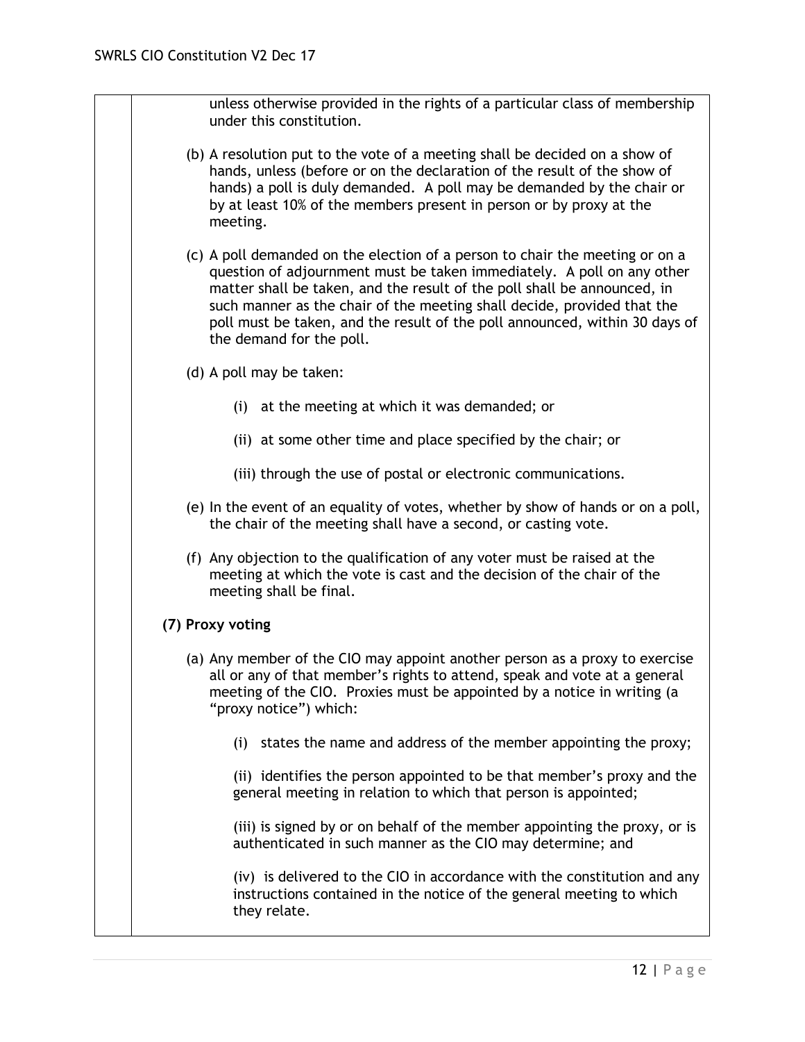unless otherwise provided in the rights of a particular class of membership under this constitution.

(b) A resolution put to the vote of a meeting shall be decided on a show of hands, unless (before or on the declaration of the result of the show of hands) a poll is duly demanded. A poll may be demanded by the chair or by at least 10% of the members present in person or by proxy at the meeting.

(c) A poll demanded on the election of a person to chair the meeting or on a question of adjournment must be taken immediately. A poll on any other matter shall be taken, and the result of the poll shall be announced, in such manner as the chair of the meeting shall decide, provided that the poll must be taken, and the result of the poll announced, within 30 days of the demand for the poll.

(d) A poll may be taken:

(i) at the meeting at which it was demanded; or

(ii) at some other time and place specified by the chair; or

(iii) through the use of postal or electronic communications.

(e) In the event of an equality of votes, whether by show of hands or on a poll, the chair of the meeting shall have a second, or casting vote.

(f) Any objection to the qualification of any voter must be raised at the meeting at which the vote is cast and the decision of the chair of the meeting shall be final.

**(7) Proxy voting**

(a) Any member of the CIO may appoint another person as a proxy to exercise all or any of that member's rights to attend, speak and vote at a general meeting of the CIO. Proxies must be appointed by a notice in writing (a "proxy notice") which:

(i) states the name and address of the member appointing the proxy;

(ii) identifies the person appointed to be that member's proxy and the general meeting in relation to which that person is appointed;

(iii) is signed by or on behalf of the member appointing the proxy, or is authenticated in such manner as the CIO may determine; and

(iv) is delivered to the CIO in accordance with the constitution and any instructions contained in the notice of the general meeting to which they relate.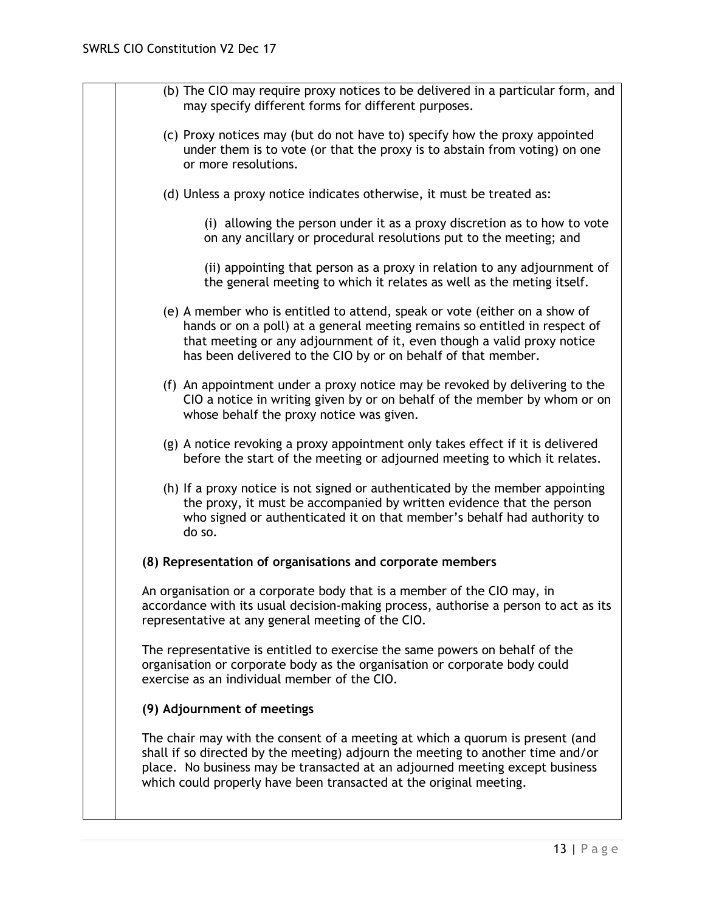(b) The CIO may require proxy notices to be delivered in a particular form, and may specify different forms for different purposes.

(c) Proxy notices may (but do not have to) specify how the proxy appointed under them is to vote (or that the proxy is to abstain from voting) on one or more resolutions.

(d) Unless a proxy notice indicates otherwise, it must be treated as:

(i) allowing the person under it as a proxy discretion as to how to vote on any ancillary or procedural resolutions put to the meeting; and

(ii) appointing that person as a proxy in relation to any adjournment of the general meeting to which it relates as well as the meting itself.

(e) A member who is entitled to attend, speak or vote (either on a show of hands or on a poll) at a general meeting remains so entitled in respect of that meeting or any adjournment of it, even though a valid proxy notice has been delivered to the CIO by or on behalf of that member.

(f) An appointment under a proxy notice may be revoked by delivering to the CIO a notice in writing given by or on behalf of the member by whom or on whose behalf the proxy notice was given.

(g) A notice revoking a proxy appointment only takes effect if it is delivered before the start of the meeting or adjourned meeting to which it relates.

(h) If a proxy notice is not signed or authenticated by the member appointing the proxy, it must be accompanied by written evidence that the person who signed or authenticated it on that member's behalf had authority to do so.

**(8) Representation of organisations and corporate members**

An organisation or a corporate body that is a member of the CIO may, in accordance with its usual decision-making process, authorise a person to act as its representative at any general meeting of the CIO.

The representative is entitled to exercise the same powers on behalf of the organisation or corporate body as the organisation or corporate body could exercise as an individual member of the CIO.

**(9) Adjournment of meetings**

The chair may with the consent of a meeting at which a quorum is present (and shall if so directed by the meeting) adjourn the meeting to another time and/or place. No business may be transacted at an adjourned meeting except business which could properly have been transacted at the original meeting.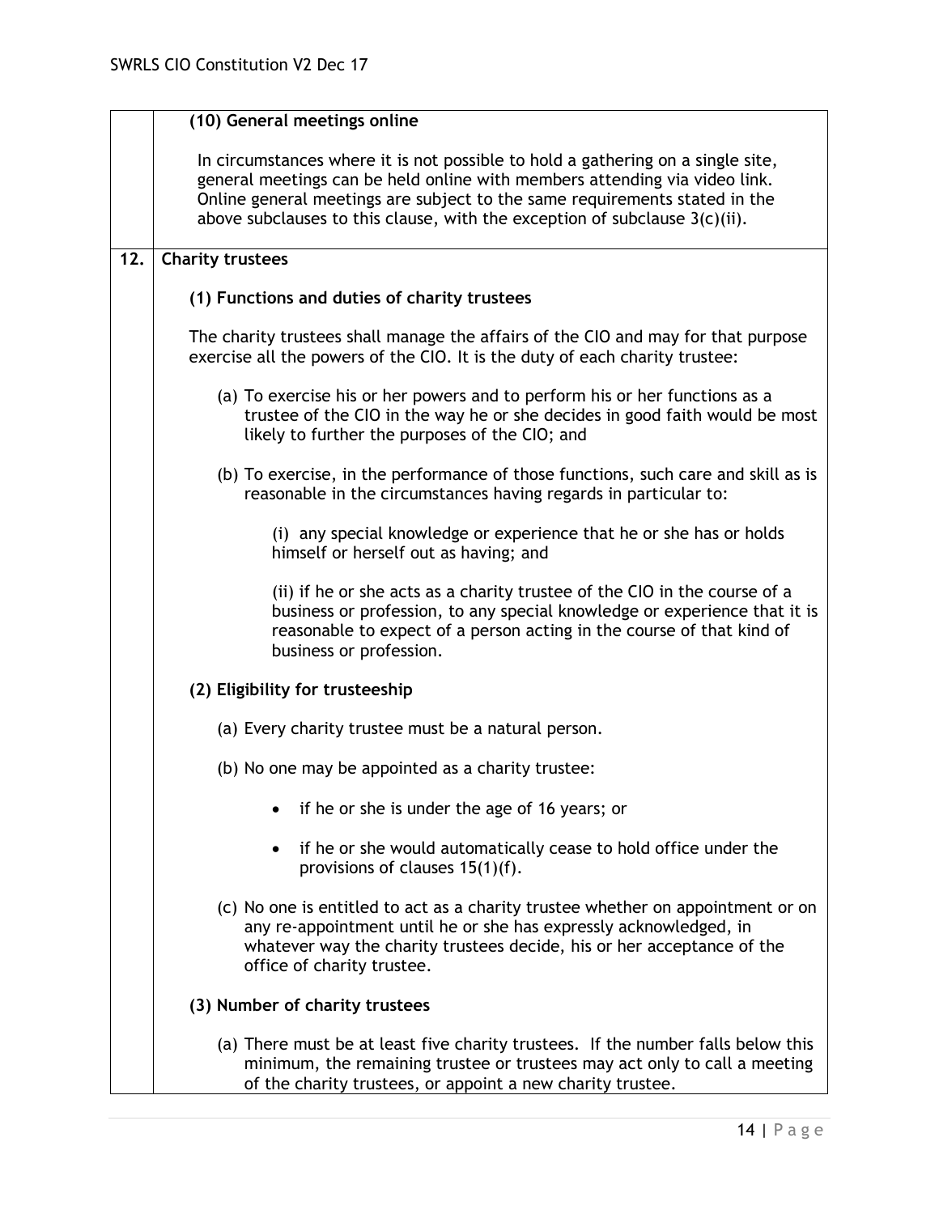**(10) General meetings online**

In circumstances where it is not possible to hold a gathering on a single site, general meetings can be held online with members attending via video link. Online general meetings are subject to the same requirements stated in the above subclauses to this clause, with the exception of subclause 3(c)(ii).

## 12. Charity trustees

**(1) Functions and duties of charity trustees**

The charity trustees shall manage the affairs of the CIO and may for that purpose exercise all the powers of the CIO. It is the duty of each charity trustee:

(a) To exercise his or her powers and to perform his or her functions as a trustee of the CIO in the way he or she decides in good faith would be most likely to further the purposes of the CIO; and

(b) To exercise, in the performance of those functions, such care and skill as is reasonable in the circumstances having regards in particular to:

(i) any special knowledge or experience that he or she has or holds himself or herself out as having; and

(ii) if he or she acts as a charity trustee of the CIO in the course of a business or profession, to any special knowledge or experience that it is reasonable to expect of a person acting in the course of that kind of business or profession.

**(2) Eligibility for trusteeship**

(a) Every charity trustee must be a natural person.

(b) No one may be appointed as a charity trustee:

- if he or she is under the age of 16 years; or
- if he or she would automatically cease to hold office under the provisions of clauses 15(1)(f).

(c) No one is entitled to act as a charity trustee whether on appointment or on any re-appointment until he or she has expressly acknowledged, in whatever way the charity trustees decide, his or her acceptance of the office of charity trustee.

**(3) Number of charity trustees**

(a) There must be at least five charity trustees. If the number falls below this minimum, the remaining trustee or trustees may act only to call a meeting of the charity trustees, or appoint a new charity trustee.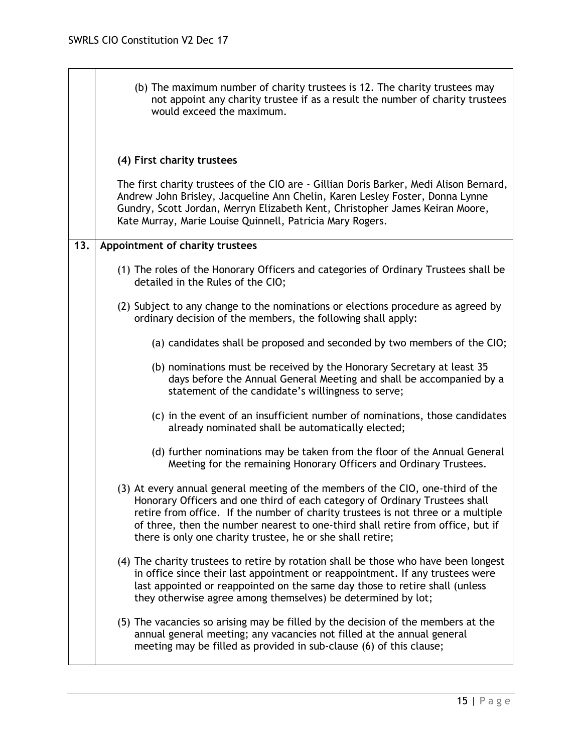(b) The maximum number of charity trustees is 12. The charity trustees may not appoint any charity trustee if as a result the number of charity trustees would exceed the maximum.

**(4) First charity trustees**

The first charity trustees of the CIO are - Gillian Doris Barker, Medi Alison Bernard, Andrew John Brisley, Jacqueline Ann Chelin, Karen Lesley Foster, Donna Lynne Gundry, Scott Jordan, Merryn Elizabeth Kent, Christopher James Keiran Moore, Kate Murray, Marie Louise Quinnell, Patricia Mary Rogers.

**13. Appointment of charity trustees**

(1) The roles of the Honorary Officers and categories of Ordinary Trustees shall be detailed in the Rules of the CIO;

(2) Subject to any change to the nominations or elections procedure as agreed by ordinary decision of the members, the following shall apply:

(a) candidates shall be proposed and seconded by two members of the CIO;

(b) nominations must be received by the Honorary Secretary at least 35 days before the Annual General Meeting and shall be accompanied by a statement of the candidate's willingness to serve;

(c) in the event of an insufficient number of nominations, those candidates already nominated shall be automatically elected;

(d) further nominations may be taken from the floor of the Annual General Meeting for the remaining Honorary Officers and Ordinary Trustees.

(3) At every annual general meeting of the members of the CIO, one-third of the Honorary Officers and one third of each category of Ordinary Trustees shall retire from office. If the number of charity trustees is not three or a multiple of three, then the number nearest to one-third shall retire from office, but if there is only one charity trustee, he or she shall retire;

(4) The charity trustees to retire by rotation shall be those who have been longest in office since their last appointment or reappointment. If any trustees were last appointed or reappointed on the same day those to retire shall (unless they otherwise agree among themselves) be determined by lot;

(5) The vacancies so arising may be filled by the decision of the members at the annual general meeting; any vacancies not filled at the annual general meeting may be filled as provided in sub-clause (6) of this clause;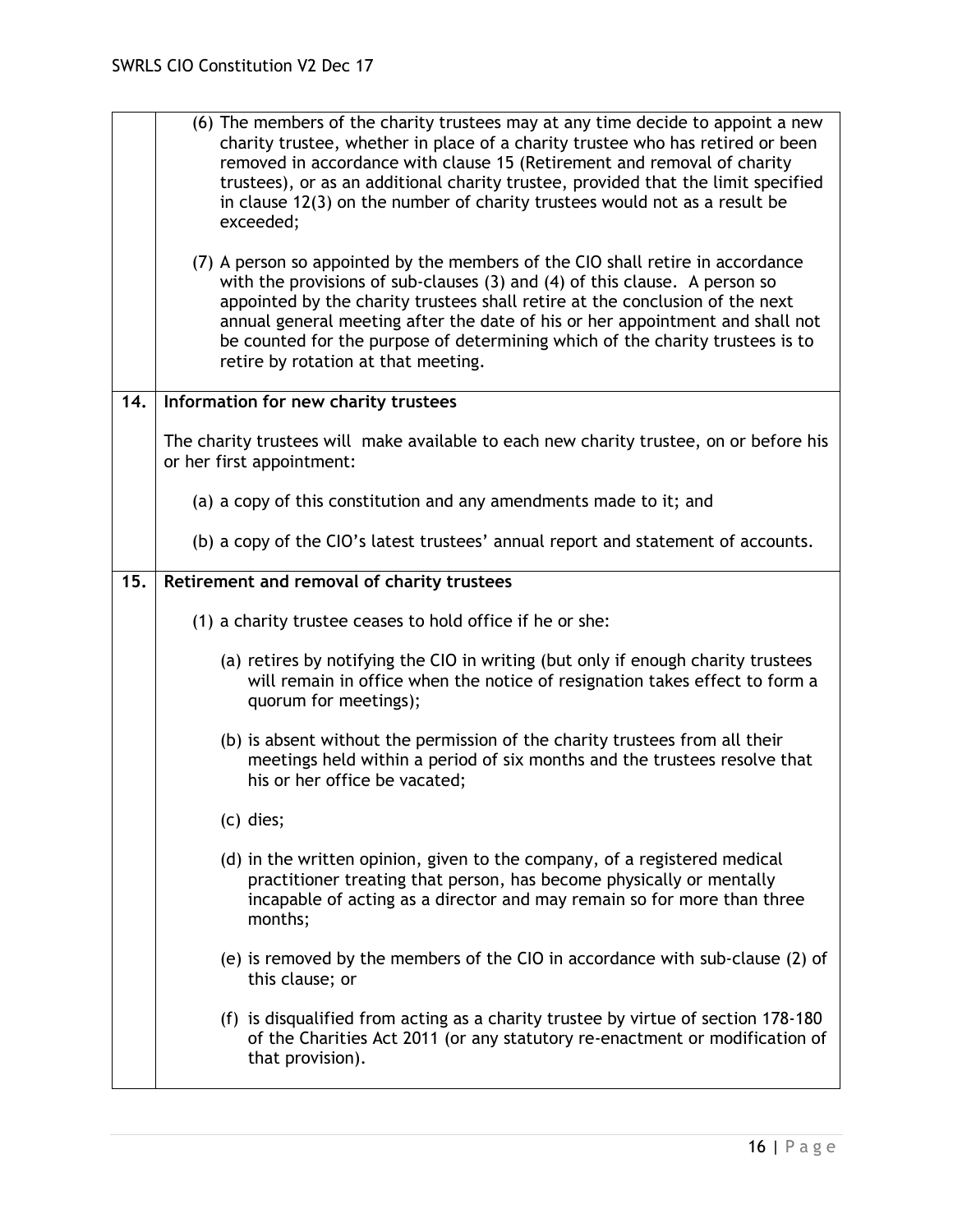(6) The members of the charity trustees may at any time decide to appoint a new charity trustee, whether in place of a charity trustee who has retired or been removed in accordance with clause 15 (Retirement and removal of charity trustees), or as an additional charity trustee, provided that the limit specified in clause 12(3) on the number of charity trustees would not as a result be exceeded;

(7) A person so appointed by the members of the CIO shall retire in accordance with the provisions of sub-clauses (3) and (4) of this clause. A person so appointed by the charity trustees shall retire at the conclusion of the next annual general meeting after the date of his or her appointment and shall not be counted for the purpose of determining which of the charity trustees is to retire by rotation at that meeting.

## 14. Information for new charity trustees

The charity trustees will make available to each new charity trustee, on or before his or her first appointment:

(a) a copy of this constitution and any amendments made to it; and

(b) a copy of the CIO's latest trustees' annual report and statement of accounts.

## 15. Retirement and removal of charity trustees

(1) a charity trustee ceases to hold office if he or she:

(a) retires by notifying the CIO in writing (but only if enough charity trustees will remain in office when the notice of resignation takes effect to form a quorum for meetings);

(b) is absent without the permission of the charity trustees from all their meetings held within a period of six months and the trustees resolve that his or her office be vacated;

(c) dies;

(d) in the written opinion, given to the company, of a registered medical practitioner treating that person, has become physically or mentally incapable of acting as a director and may remain so for more than three months;

(e) is removed by the members of the CIO in accordance with sub-clause (2) of this clause; or

(f) is disqualified from acting as a charity trustee by virtue of section 178-180 of the Charities Act 2011 (or any statutory re-enactment or modification of that provision).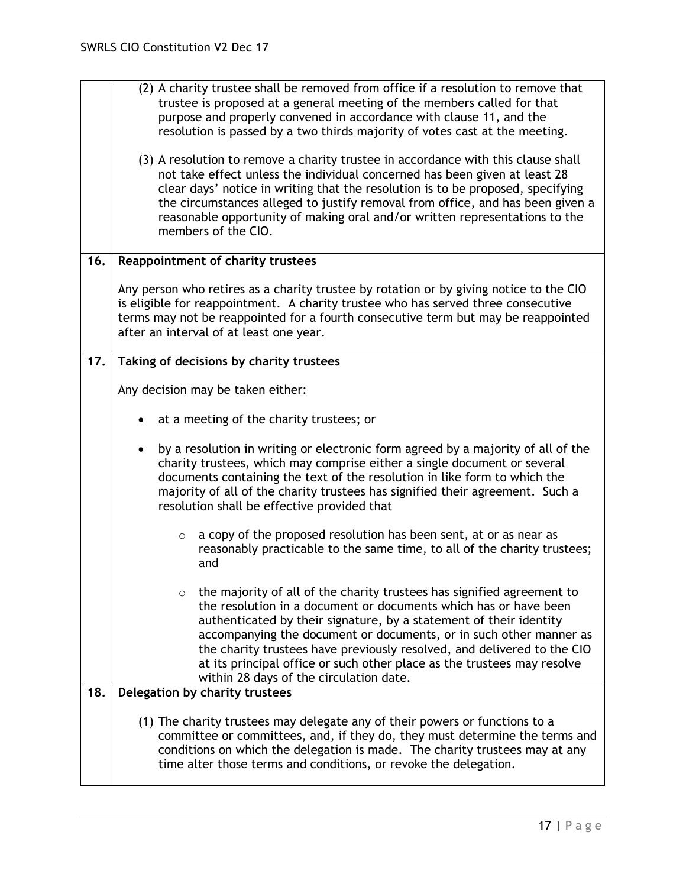(2) A charity trustee shall be removed from office if a resolution to remove that trustee is proposed at a general meeting of the members called for that purpose and properly convened in accordance with clause 11, and the resolution is passed by a two thirds majority of votes cast at the meeting.

(3) A resolution to remove a charity trustee in accordance with this clause shall not take effect unless the individual concerned has been given at least 28 clear days' notice in writing that the resolution is to be proposed, specifying the circumstances alleged to justify removal from office, and has been given a reasonable opportunity of making oral and/or written representations to the members of the CIO.

## 16. Reappointment of charity trustees

Any person who retires as a charity trustee by rotation or by giving notice to the CIO is eligible for reappointment. A charity trustee who has served three consecutive terms may not be reappointed for a fourth consecutive term but may be reappointed after an interval of at least one year.

## 17. Taking of decisions by charity trustees

Any decision may be taken either:

- at a meeting of the charity trustees; or
- by a resolution in writing or electronic form agreed by a majority of all of the charity trustees, which may comprise either a single document or several documents containing the text of the resolution in like form to which the majority of all of the charity trustees has signified their agreement. Such a resolution shall be effective provided that
    - a copy of the proposed resolution has been sent, at or as near as reasonably practicable to the same time, to all of the charity trustees; and
    - the majority of all of the charity trustees has signified agreement to the resolution in a document or documents which has or have been authenticated by their signature, by a statement of their identity accompanying the document or documents, or in such other manner as the charity trustees have previously resolved, and delivered to the CIO at its principal office or such other place as the trustees may resolve within 28 days of the circulation date.

## 18. Delegation by charity trustees

(1) The charity trustees may delegate any of their powers or functions to a committee or committees, and, if they do, they must determine the terms and conditions on which the delegation is made. The charity trustees may at any time alter those terms and conditions, or revoke the delegation.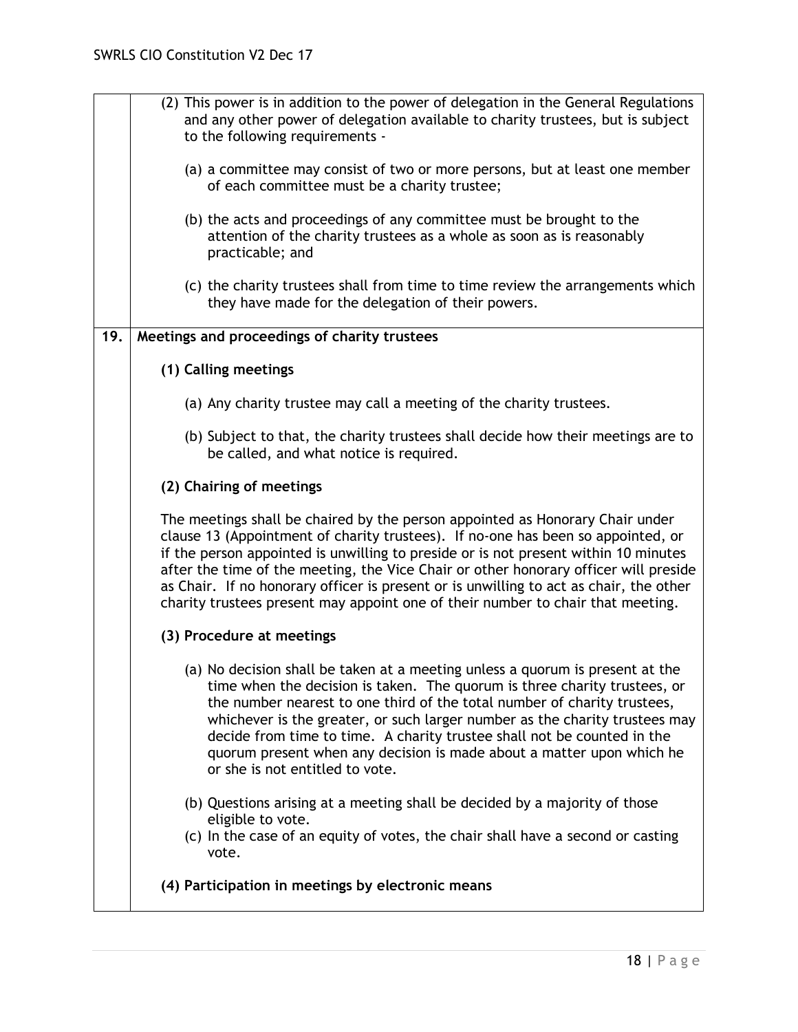(2) This power is in addition to the power of delegation in the General Regulations and any other power of delegation available to charity trustees, but is subject to the following requirements -

(a) a committee may consist of two or more persons, but at least one member of each committee must be a charity trustee;

(b) the acts and proceedings of any committee must be brought to the attention of the charity trustees as a whole as soon as is reasonably practicable; and

(c) the charity trustees shall from time to time review the arrangements which they have made for the delegation of their powers.

## 19. Meetings and proceedings of charity trustees

### (1) Calling meetings

(a) Any charity trustee may call a meeting of the charity trustees.

(b) Subject to that, the charity trustees shall decide how their meetings are to be called, and what notice is required.

### (2) Chairing of meetings

The meetings shall be chaired by the person appointed as Honorary Chair under clause 13 (Appointment of charity trustees). If no-one has been so appointed, or if the person appointed is unwilling to preside or is not present within 10 minutes after the time of the meeting, the Vice Chair or other honorary officer will preside as Chair. If no honorary officer is present or is unwilling to act as chair, the other charity trustees present may appoint one of their number to chair that meeting.

### (3) Procedure at meetings

(a) No decision shall be taken at a meeting unless a quorum is present at the time when the decision is taken. The quorum is three charity trustees, or the number nearest to one third of the total number of charity trustees, whichever is the greater, or such larger number as the charity trustees may decide from time to time. A charity trustee shall not be counted in the quorum present when any decision is made about a matter upon which he or she is not entitled to vote.

(b) Questions arising at a meeting shall be decided by a majority of those eligible to vote.

(c) In the case of an equity of votes, the chair shall have a second or casting vote.

### (4) Participation in meetings by electronic means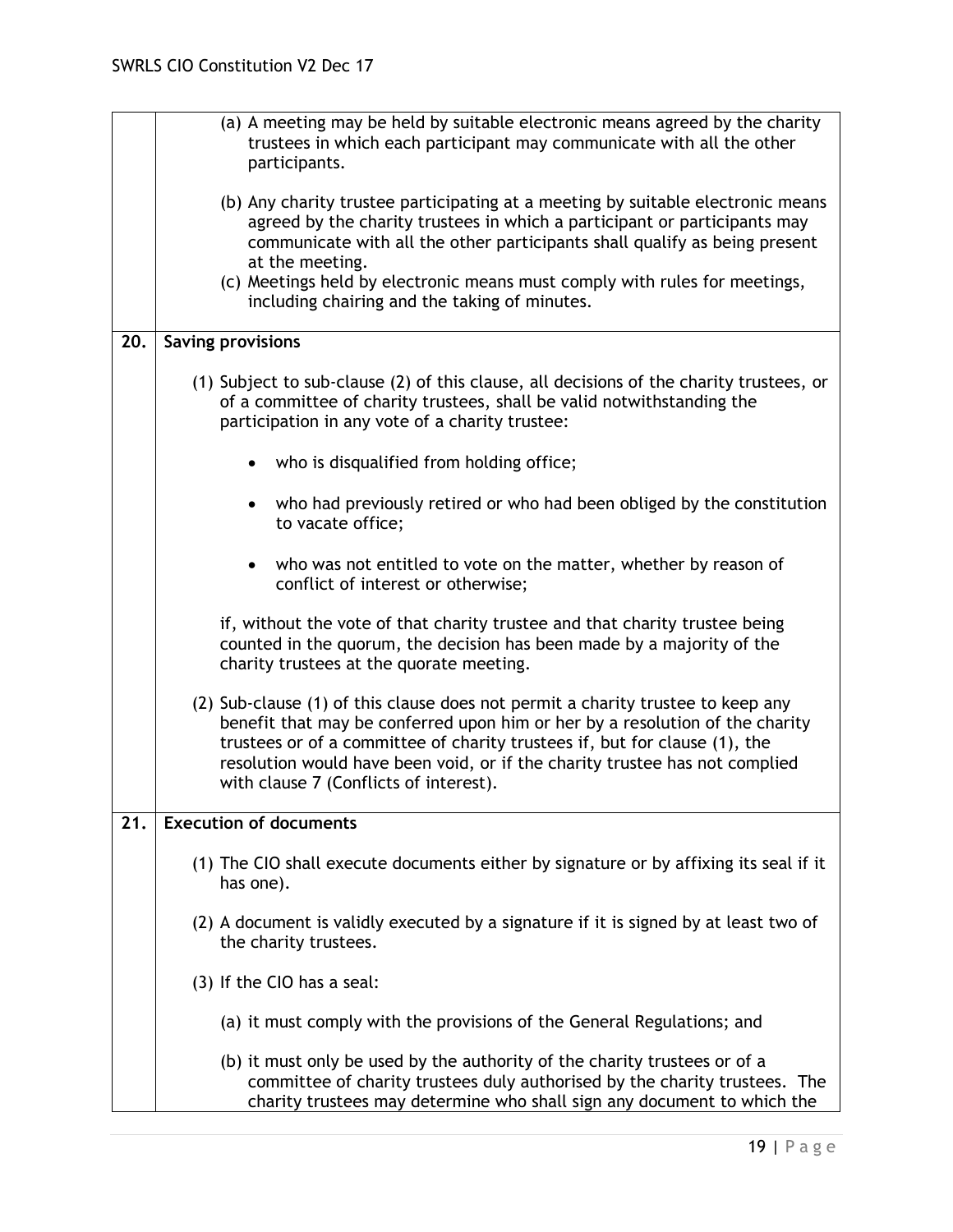(a) A meeting may be held by suitable electronic means agreed by the charity trustees in which each participant may communicate with all the other participants.

(b) Any charity trustee participating at a meeting by suitable electronic means agreed by the charity trustees in which a participant or participants may communicate with all the other participants shall qualify as being present at the meeting.

(c) Meetings held by electronic means must comply with rules for meetings, including chairing and the taking of minutes.

## 20. Saving provisions

(1) Subject to sub-clause (2) of this clause, all decisions of the charity trustees, or of a committee of charity trustees, shall be valid notwithstanding the participation in any vote of a charity trustee:

- who is disqualified from holding office;
- who had previously retired or who had been obliged by the constitution to vacate office;
- who was not entitled to vote on the matter, whether by reason of conflict of interest or otherwise;

if, without the vote of that charity trustee and that charity trustee being counted in the quorum, the decision has been made by a majority of the charity trustees at the quorate meeting.

(2) Sub-clause (1) of this clause does not permit a charity trustee to keep any benefit that may be conferred upon him or her by a resolution of the charity trustees or of a committee of charity trustees if, but for clause (1), the resolution would have been void, or if the charity trustee has not complied with clause 7 (Conflicts of interest).

## 21. Execution of documents

(1) The CIO shall execute documents either by signature or by affixing its seal if it has one).

(2) A document is validly executed by a signature if it is signed by at least two of the charity trustees.

(3) If the CIO has a seal:

(a) it must comply with the provisions of the General Regulations; and

(b) it must only be used by the authority of the charity trustees or of a committee of charity trustees duly authorised by the charity trustees. The charity trustees may determine who shall sign any document to which the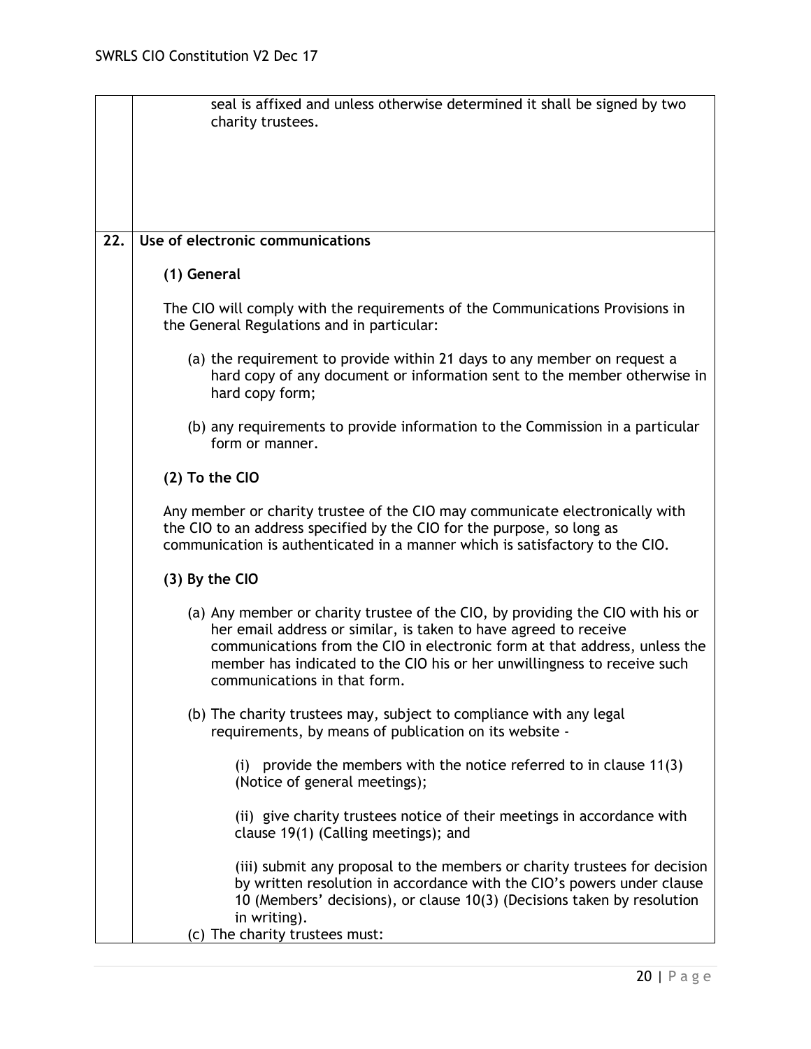seal is affixed and unless otherwise determined it shall be signed by two charity trustees.

**22. Use of electronic communications**

**(1) General**

The CIO will comply with the requirements of the Communications Provisions in the General Regulations and in particular:

(a) the requirement to provide within 21 days to any member on request a hard copy of any document or information sent to the member otherwise in hard copy form;

(b) any requirements to provide information to the Commission in a particular form or manner.

**(2) To the CIO**

Any member or charity trustee of the CIO may communicate electronically with the CIO to an address specified by the CIO for the purpose, so long as communication is authenticated in a manner which is satisfactory to the CIO.

**(3) By the CIO**

(a) Any member or charity trustee of the CIO, by providing the CIO with his or her email address or similar, is taken to have agreed to receive communications from the CIO in electronic form at that address, unless the member has indicated to the CIO his or her unwillingness to receive such communications in that form.

(b) The charity trustees may, subject to compliance with any legal requirements, by means of publication on its website -

(i) provide the members with the notice referred to in clause 11(3) (Notice of general meetings);

(ii) give charity trustees notice of their meetings in accordance with clause 19(1) (Calling meetings); and

(iii) submit any proposal to the members or charity trustees for decision by written resolution in accordance with the CIO's powers under clause 10 (Members' decisions), or clause 10(3) (Decisions taken by resolution in writing).

(c) The charity trustees must: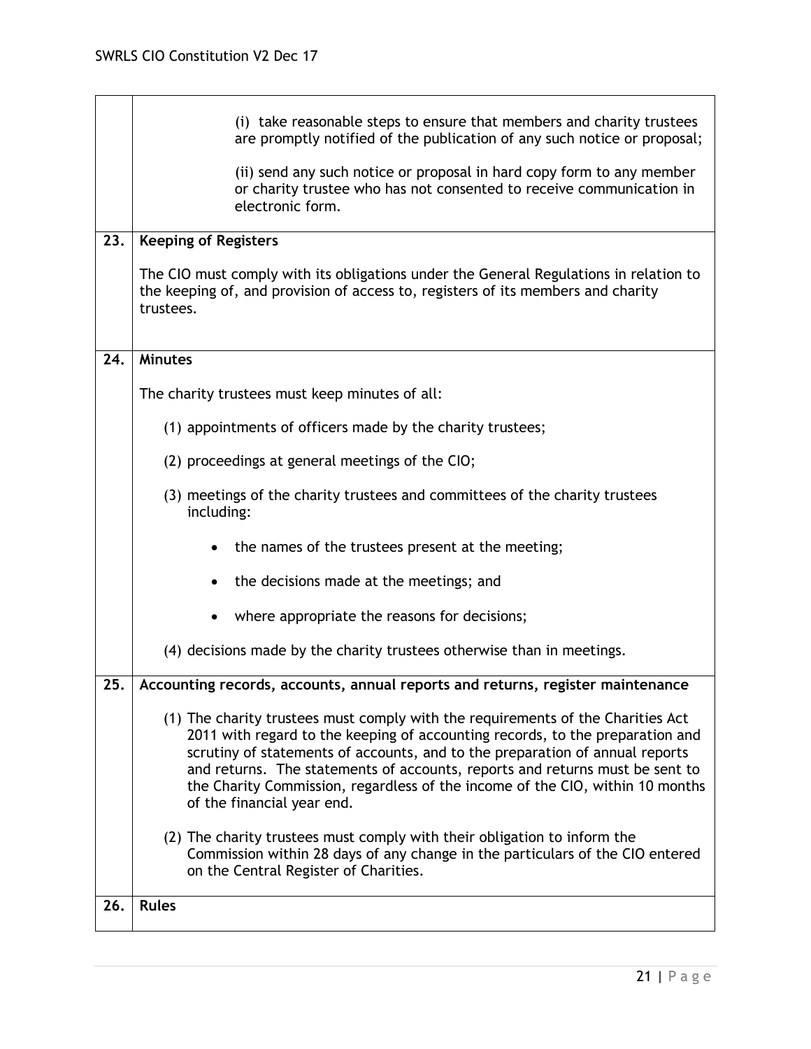(i) take reasonable steps to ensure that members and charity trustees are promptly notified of the publication of any such notice or proposal;

(ii) send any such notice or proposal in hard copy form to any member or charity trustee who has not consented to receive communication in electronic form.

## 23. Keeping of Registers

The CIO must comply with its obligations under the General Regulations in relation to the keeping of, and provision of access to, registers of its members and charity trustees.

## 24. Minutes

The charity trustees must keep minutes of all:

(1) appointments of officers made by the charity trustees;

(2) proceedings at general meetings of the CIO;

(3) meetings of the charity trustees and committees of the charity trustees including:

- the names of the trustees present at the meeting;
- the decisions made at the meetings; and
- where appropriate the reasons for decisions;

(4) decisions made by the charity trustees otherwise than in meetings.

## 25. Accounting records, accounts, annual reports and returns, register maintenance

(1) The charity trustees must comply with the requirements of the Charities Act 2011 with regard to the keeping of accounting records, to the preparation and scrutiny of statements of accounts, and to the preparation of annual reports and returns. The statements of accounts, reports and returns must be sent to the Charity Commission, regardless of the income of the CIO, within 10 months of the financial year end.

(2) The charity trustees must comply with their obligation to inform the Commission within 28 days of any change in the particulars of the CIO entered on the Central Register of Charities.

## 26. Rules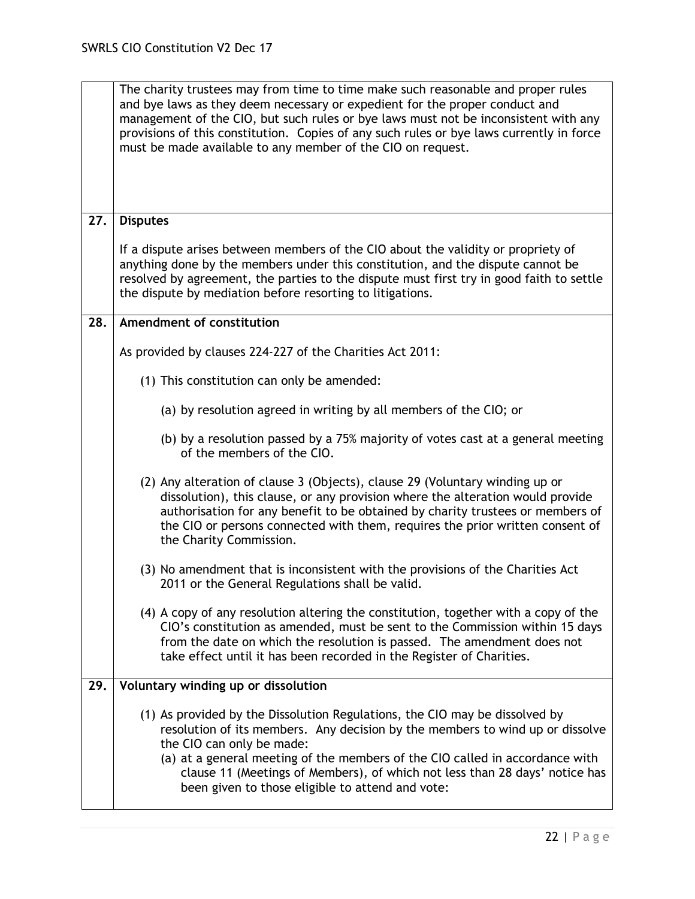The charity trustees may from time to time make such reasonable and proper rules and bye laws as they deem necessary or expedient for the proper conduct and management of the CIO, but such rules or bye laws must not be inconsistent with any provisions of this constitution. Copies of any such rules or bye laws currently in force must be made available to any member of the CIO on request.

## 27. Disputes

If a dispute arises between members of the CIO about the validity or propriety of anything done by the members under this constitution, and the dispute cannot be resolved by agreement, the parties to the dispute must first try in good faith to settle the dispute by mediation before resorting to litigations.

## 28. Amendment of constitution

As provided by clauses 224-227 of the Charities Act 2011:

(1) This constitution can only be amended:

(a) by resolution agreed in writing by all members of the CIO; or

(b) by a resolution passed by a 75% majority of votes cast at a general meeting of the members of the CIO.

(2) Any alteration of clause 3 (Objects), clause 29 (Voluntary winding up or dissolution), this clause, or any provision where the alteration would provide authorisation for any benefit to be obtained by charity trustees or members of the CIO or persons connected with them, requires the prior written consent of the Charity Commission.

(3) No amendment that is inconsistent with the provisions of the Charities Act 2011 or the General Regulations shall be valid.

(4) A copy of any resolution altering the constitution, together with a copy of the CIO's constitution as amended, must be sent to the Commission within 15 days from the date on which the resolution is passed. The amendment does not take effect until it has been recorded in the Register of Charities.

## 29. Voluntary winding up or dissolution

(1) As provided by the Dissolution Regulations, the CIO may be dissolved by resolution of its members. Any decision by the members to wind up or dissolve the CIO can only be made:

(a) at a general meeting of the members of the CIO called in accordance with clause 11 (Meetings of Members), of which not less than 28 days' notice has been given to those eligible to attend and vote: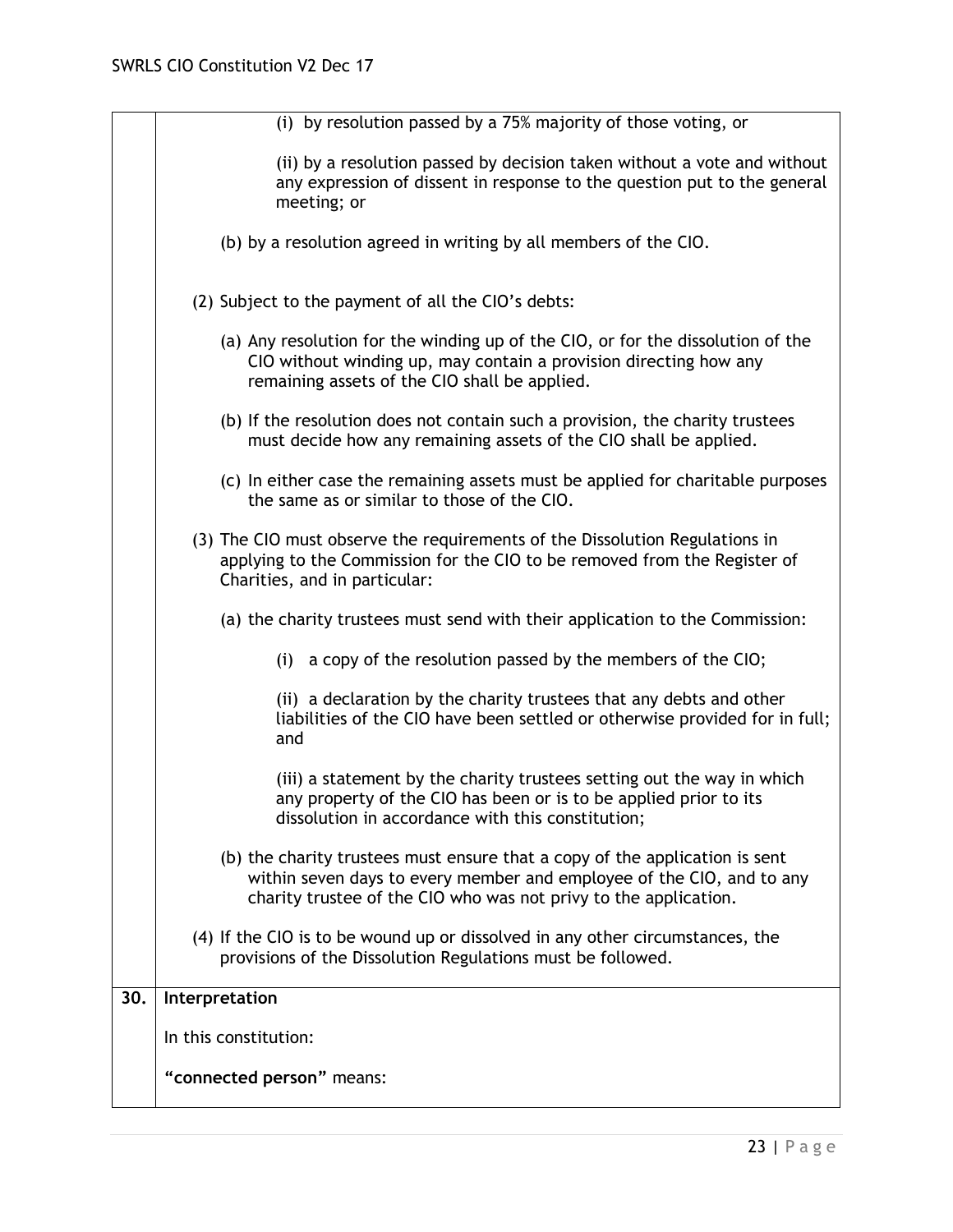(i) by resolution passed by a 75% majority of those voting, or

(ii) by a resolution passed by decision taken without a vote and without any expression of dissent in response to the question put to the general meeting; or

(b) by a resolution agreed in writing by all members of the CIO.

(2) Subject to the payment of all the CIO's debts:

(a) Any resolution for the winding up of the CIO, or for the dissolution of the CIO without winding up, may contain a provision directing how any remaining assets of the CIO shall be applied.

(b) If the resolution does not contain such a provision, the charity trustees must decide how any remaining assets of the CIO shall be applied.

(c) In either case the remaining assets must be applied for charitable purposes the same as or similar to those of the CIO.

(3) The CIO must observe the requirements of the Dissolution Regulations in applying to the Commission for the CIO to be removed from the Register of Charities, and in particular:

(a) the charity trustees must send with their application to the Commission:

(i) a copy of the resolution passed by the members of the CIO;

(ii) a declaration by the charity trustees that any debts and other liabilities of the CIO have been settled or otherwise provided for in full; and

(iii) a statement by the charity trustees setting out the way in which any property of the CIO has been or is to be applied prior to its dissolution in accordance with this constitution;

(b) the charity trustees must ensure that a copy of the application is sent within seven days to every member and employee of the CIO, and to any charity trustee of the CIO who was not privy to the application.

(4) If the CIO is to be wound up or dissolved in any other circumstances, the provisions of the Dissolution Regulations must be followed.

## 30. Interpretation

In this constitution:

**"connected person"** means: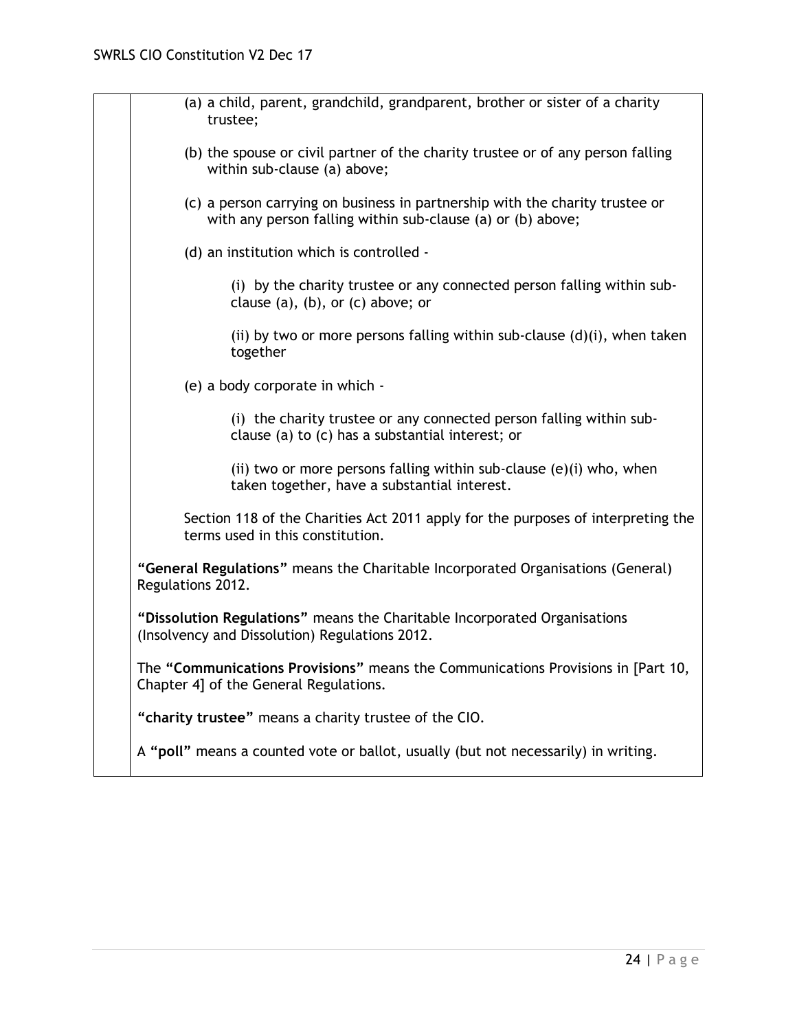(a) a child, parent, grandchild, grandparent, brother or sister of a charity trustee;

(b) the spouse or civil partner of the charity trustee or of any person falling within sub-clause (a) above;

(c) a person carrying on business in partnership with the charity trustee or with any person falling within sub-clause (a) or (b) above;

(d) an institution which is controlled -

(i) by the charity trustee or any connected person falling within sub-clause (a), (b), or (c) above; or

(ii) by two or more persons falling within sub-clause (d)(i), when taken together

(e) a body corporate in which -

(i) the charity trustee or any connected person falling within sub-clause (a) to (c) has a substantial interest; or

(ii) two or more persons falling within sub-clause (e)(i) who, when taken together, have a substantial interest.

Section 118 of the Charities Act 2011 apply for the purposes of interpreting the terms used in this constitution.

**"General Regulations"** means the Charitable Incorporated Organisations (General) Regulations 2012.

**"Dissolution Regulations"** means the Charitable Incorporated Organisations (Insolvency and Dissolution) Regulations 2012.

The **"Communications Provisions"** means the Communications Provisions in [Part 10, Chapter 4] of the General Regulations.

**"charity trustee"** means a charity trustee of the CIO.

A **"poll"** means a counted vote or ballot, usually (but not necessarily) in writing.